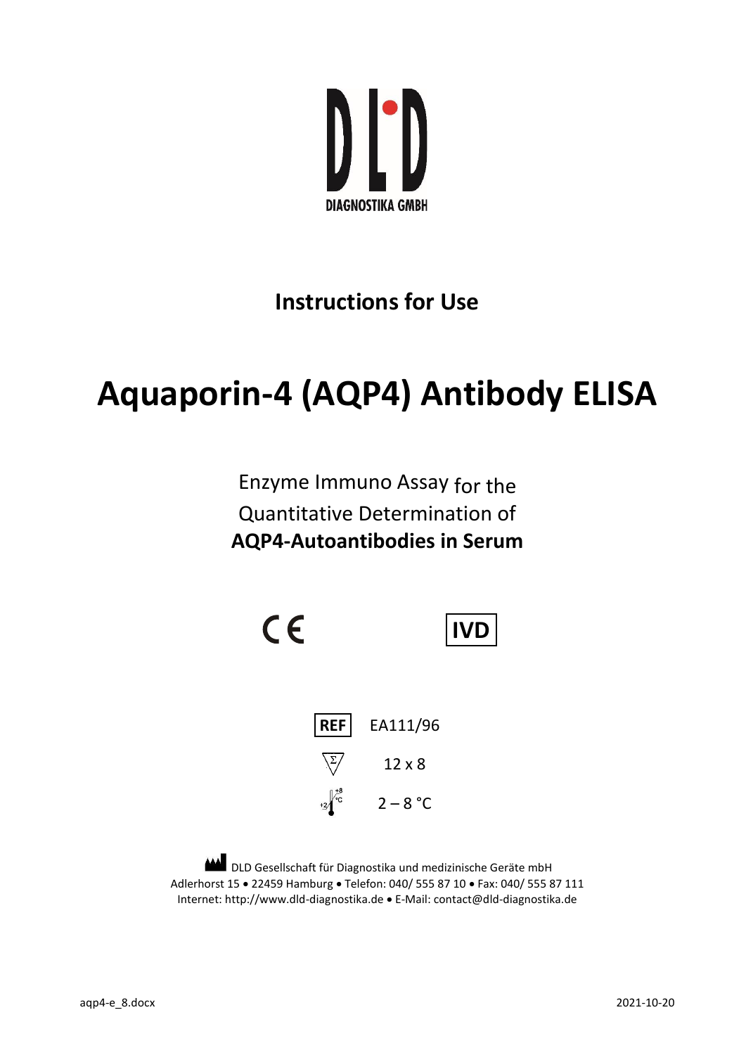DIAGNOSTIKA GMBH

## Instructions for Use

# Aquaporin-4 (AQP4) Antibody ELISA

Enzyme Immuno Assay for the
Quantitative Determination of
**AQP4-Autoantibodies in Serum**

CE IVD

| | |
|---|---|
| REF | EA111/96 |
| Σ | 12 x 8 |
| +2 °C – +8 °C | 2 – 8 °C |

DLD Gesellschaft für Diagnostika und medizinische Geräte mbH
Adlerhorst 15 • 22459 Hamburg • Telefon: 040/ 555 87 10 • Fax: 040/ 555 87 111
Internet: http://www.dld-diagnostika.de • E-Mail: contact@dld-diagnostika.de

aqp4-e_8.docx 2021-10-20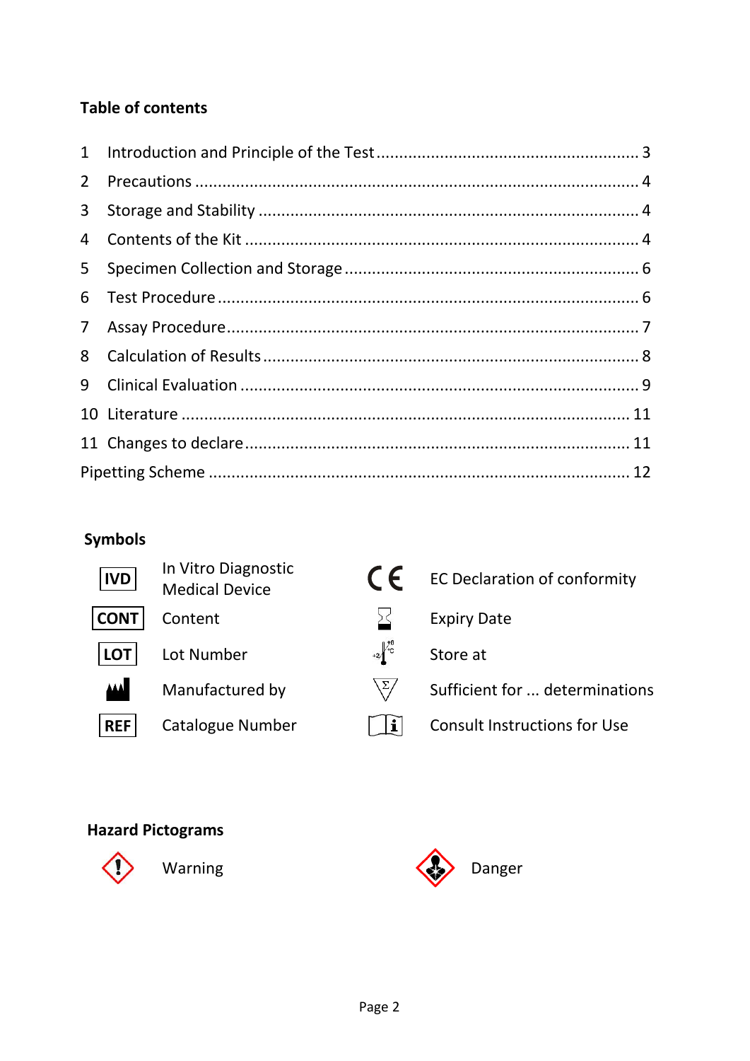## Table of contents

| | | |
|---|---|---|
| 1 | Introduction and Principle of the Test | 3 |
| 2 | Precautions | 4 |
| 3 | Storage and Stability | 4 |
| 4 | Contents of the Kit | 4 |
| 5 | Specimen Collection and Storage | 6 |
| 6 | Test Procedure | 6 |
| 7 | Assay Procedure | 7 |
| 8 | Calculation of Results | 8 |
| 9 | Clinical Evaluation | 9 |
| 10 | Literature | 11 |
| 11 | Changes to declare | 11 |
| | Pipetting Scheme | 12 |

## Symbols

| Symbol | Meaning | Symbol | Meaning |
|---|---|---|---|
| IVD | In Vitro Diagnostic Medical Device | CE | EC Declaration of conformity |
| CONT | Content | | Expiry Date |
| LOT | Lot Number | +2 °C / +8 °C | Store at |
| | Manufactured by | Σ | Sufficient for ... determinations |
| REF | Catalogue Number | i | Consult Instructions for Use |

## Hazard Pictograms

Warning

Danger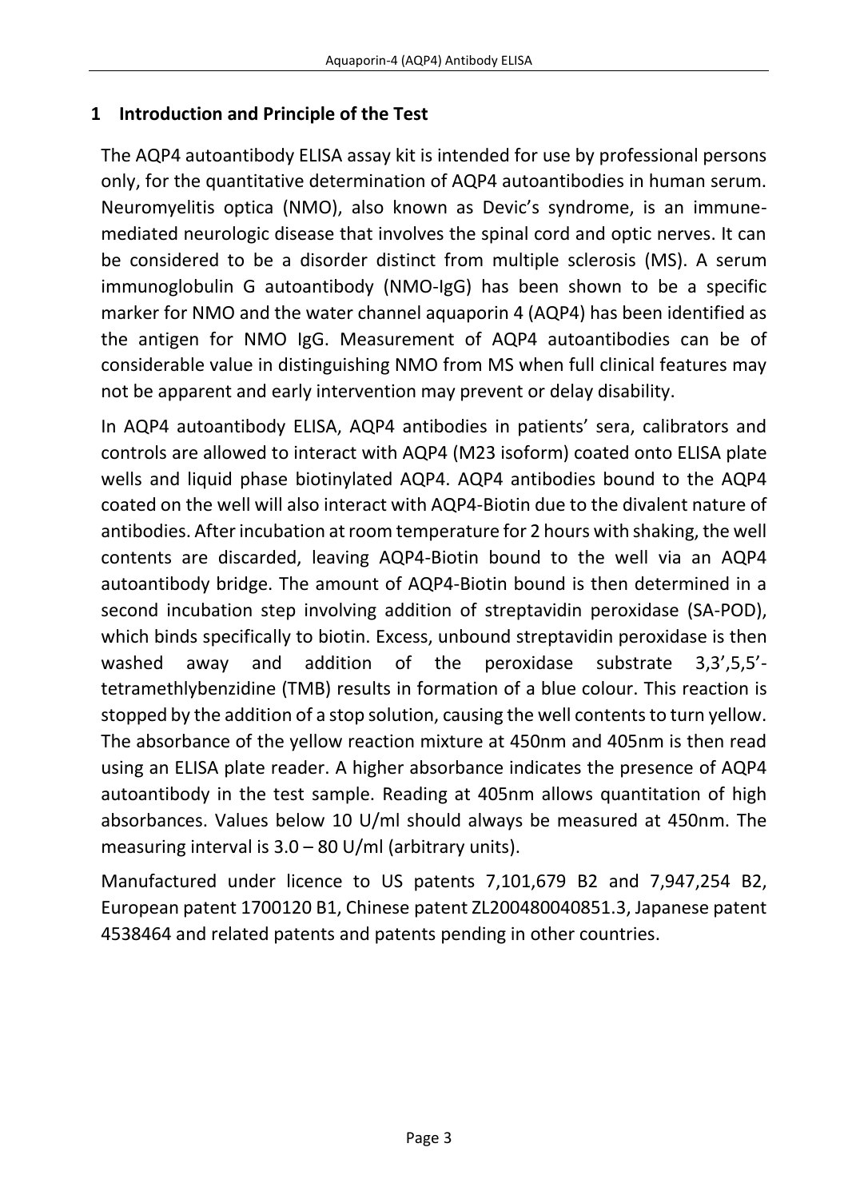## 1 Introduction and Principle of the Test

The AQP4 autoantibody ELISA assay kit is intended for use by professional persons only, for the quantitative determination of AQP4 autoantibodies in human serum. Neuromyelitis optica (NMO), also known as Devic's syndrome, is an immune-mediated neurologic disease that involves the spinal cord and optic nerves. It can be considered to be a disorder distinct from multiple sclerosis (MS). A serum immunoglobulin G autoantibody (NMO-IgG) has been shown to be a specific marker for NMO and the water channel aquaporin 4 (AQP4) has been identified as the antigen for NMO IgG. Measurement of AQP4 autoantibodies can be of considerable value in distinguishing NMO from MS when full clinical features may not be apparent and early intervention may prevent or delay disability.

In AQP4 autoantibody ELISA, AQP4 antibodies in patients' sera, calibrators and controls are allowed to interact with AQP4 (M23 isoform) coated onto ELISA plate wells and liquid phase biotinylated AQP4. AQP4 antibodies bound to the AQP4 coated on the well will also interact with AQP4-Biotin due to the divalent nature of antibodies. After incubation at room temperature for 2 hours with shaking, the well contents are discarded, leaving AQP4-Biotin bound to the well via an AQP4 autoantibody bridge. The amount of AQP4-Biotin bound is then determined in a second incubation step involving addition of streptavidin peroxidase (SA-POD), which binds specifically to biotin. Excess, unbound streptavidin peroxidase is then washed away and addition of the peroxidase substrate 3,3',5,5'-tetramethlybenzidine (TMB) results in formation of a blue colour. This reaction is stopped by the addition of a stop solution, causing the well contents to turn yellow. The absorbance of the yellow reaction mixture at 450nm and 405nm is then read using an ELISA plate reader. A higher absorbance indicates the presence of AQP4 autoantibody in the test sample. Reading at 405nm allows quantitation of high absorbances. Values below 10 U/ml should always be measured at 450nm. The measuring interval is 3.0 – 80 U/ml (arbitrary units).

Manufactured under licence to US patents 7,101,679 B2 and 7,947,254 B2, European patent 1700120 B1, Chinese patent ZL200480040851.3, Japanese patent 4538464 and related patents and patents pending in other countries.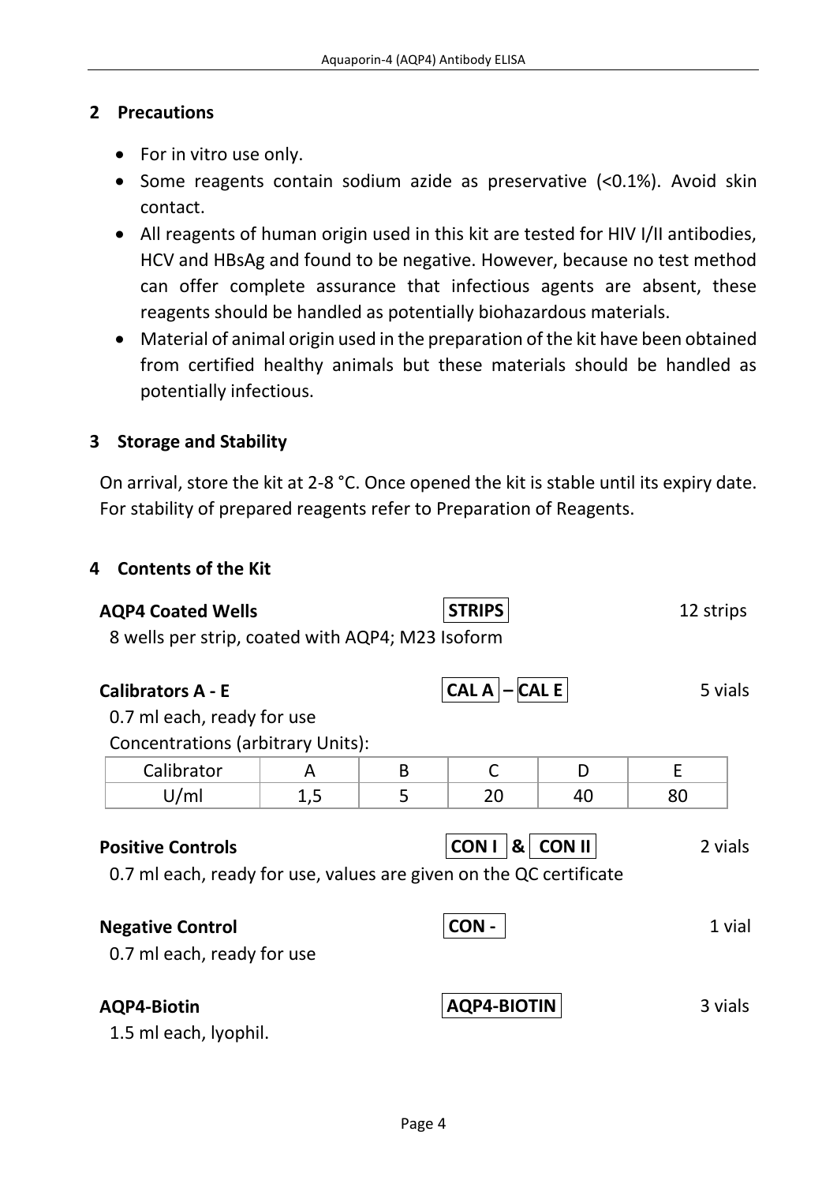## 2 Precautions

- For in vitro use only.
- Some reagents contain sodium azide as preservative (<0.1%). Avoid skin contact.
- All reagents of human origin used in this kit are tested for HIV I/II antibodies, HCV and HBsAg and found to be negative. However, because no test method can offer complete assurance that infectious agents are absent, these reagents should be handled as potentially biohazardous materials.
- Material of animal origin used in the preparation of the kit have been obtained from certified healthy animals but these materials should be handled as potentially infectious.

## 3 Storage and Stability

On arrival, store the kit at 2-8 °C. Once opened the kit is stable until its expiry date. For stability of prepared reagents refer to Preparation of Reagents.

## 4 Contents of the Kit

**AQP4 Coated Wells** — **STRIPS** — 12 strips

8 wells per strip, coated with AQP4; M23 Isoform

**Calibrators A - E** — **CAL A – CAL E** — 5 vials

0.7 ml each, ready for use

Concentrations (arbitrary Units):

| Calibrator | A | B | C | D | E |
|---|---|---|---|---|---|
| U/ml | 1,5 | 5 | 20 | 40 | 80 |

**Positive Controls** — **CON I & CON II** — 2 vials

0.7 ml each, ready for use, values are given on the QC certificate

**Negative Control** — **CON -** — 1 vial

0.7 ml each, ready for use

**AQP4-Biotin** — **AQP4-BIOTIN** — 3 vials

1.5 ml each, lyophil.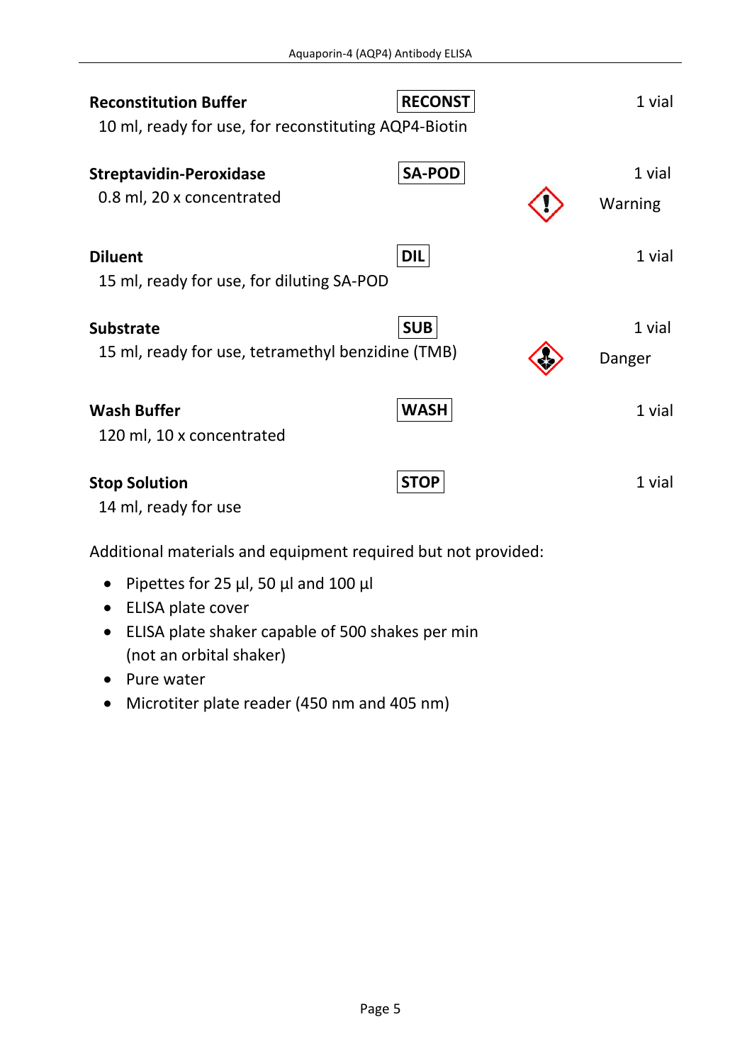**Reconstitution Buffer** | RECONST | 1 vial
10 ml, ready for use, for reconstituting AQP4-Biotin

**Streptavidin-Peroxidase** | SA-POD | 1 vial
0.8 ml, 20 x concentrated | Warning

**Diluent** | DIL | 1 vial
15 ml, ready for use, for diluting SA-POD

**Substrate** | SUB | 1 vial
15 ml, ready for use, tetramethyl benzidine (TMB) | Danger

**Wash Buffer** | WASH | 1 vial
120 ml, 10 x concentrated

**Stop Solution** | STOP | 1 vial
14 ml, ready for use

Additional materials and equipment required but not provided:

- Pipettes for 25 µl, 50 µl and 100 µl
- ELISA plate cover
- ELISA plate shaker capable of 500 shakes per min (not an orbital shaker)
- Pure water
- Microtiter plate reader (450 nm and 405 nm)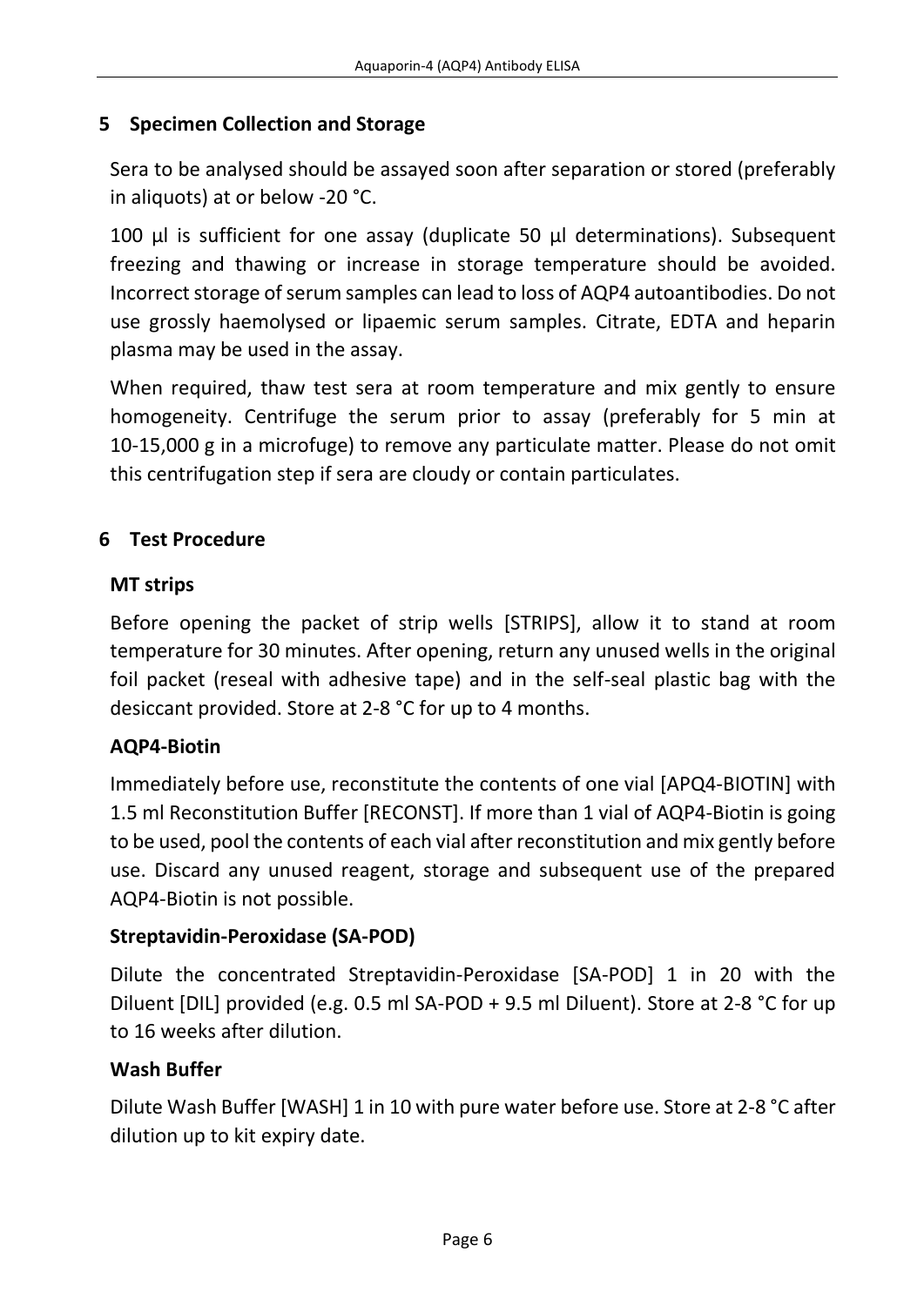## 5 Specimen Collection and Storage

Sera to be analysed should be assayed soon after separation or stored (preferably in aliquots) at or below -20 °C.

100 µl is sufficient for one assay (duplicate 50 µl determinations). Subsequent freezing and thawing or increase in storage temperature should be avoided. Incorrect storage of serum samples can lead to loss of AQP4 autoantibodies. Do not use grossly haemolysed or lipaemic serum samples. Citrate, EDTA and heparin plasma may be used in the assay.

When required, thaw test sera at room temperature and mix gently to ensure homogeneity. Centrifuge the serum prior to assay (preferably for 5 min at 10-15,000 g in a microfuge) to remove any particulate matter. Please do not omit this centrifugation step if sera are cloudy or contain particulates.

## 6 Test Procedure

### MT strips

Before opening the packet of strip wells [STRIPS], allow it to stand at room temperature for 30 minutes. After opening, return any unused wells in the original foil packet (reseal with adhesive tape) and in the self-seal plastic bag with the desiccant provided. Store at 2-8 °C for up to 4 months.

### AQP4-Biotin

Immediately before use, reconstitute the contents of one vial [APQ4-BIOTIN] with 1.5 ml Reconstitution Buffer [RECONST]. If more than 1 vial of AQP4-Biotin is going to be used, pool the contents of each vial after reconstitution and mix gently before use. Discard any unused reagent, storage and subsequent use of the prepared AQP4-Biotin is not possible.

### Streptavidin-Peroxidase (SA-POD)

Dilute the concentrated Streptavidin-Peroxidase [SA-POD] 1 in 20 with the Diluent [DIL] provided (e.g. 0.5 ml SA-POD + 9.5 ml Diluent). Store at 2-8 °C for up to 16 weeks after dilution.

### Wash Buffer

Dilute Wash Buffer [WASH] 1 in 10 with pure water before use. Store at 2-8 °C after dilution up to kit expiry date.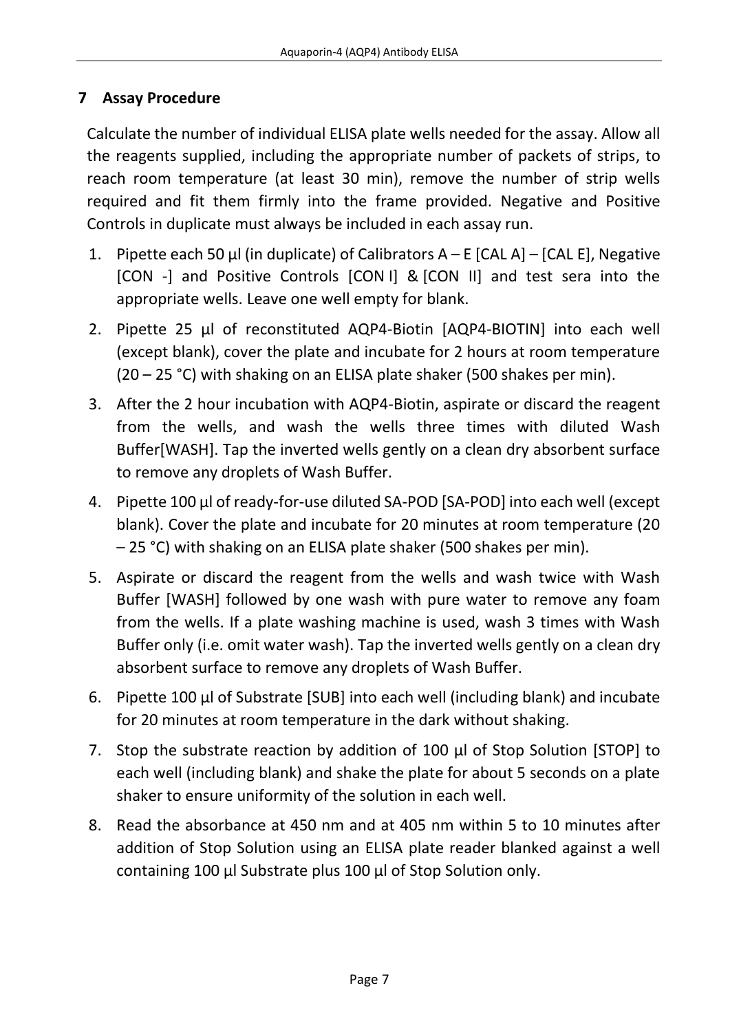## 7 Assay Procedure

Calculate the number of individual ELISA plate wells needed for the assay. Allow all the reagents supplied, including the appropriate number of packets of strips, to reach room temperature (at least 30 min), remove the number of strip wells required and fit them firmly into the frame provided. Negative and Positive Controls in duplicate must always be included in each assay run.

1. Pipette each 50 µl (in duplicate) of Calibrators A – E [CAL A] – [CAL E], Negative [CON -] and Positive Controls [CON I] & [CON II] and test sera into the appropriate wells. Leave one well empty for blank.
2. Pipette 25 µl of reconstituted AQP4-Biotin [AQP4-BIOTIN] into each well (except blank), cover the plate and incubate for 2 hours at room temperature (20 – 25 °C) with shaking on an ELISA plate shaker (500 shakes per min).
3. After the 2 hour incubation with AQP4-Biotin, aspirate or discard the reagent from the wells, and wash the wells three times with diluted Wash Buffer[WASH]. Tap the inverted wells gently on a clean dry absorbent surface to remove any droplets of Wash Buffer.
4. Pipette 100 µl of ready-for-use diluted SA-POD [SA-POD] into each well (except blank). Cover the plate and incubate for 20 minutes at room temperature (20 – 25 °C) with shaking on an ELISA plate shaker (500 shakes per min).
5. Aspirate or discard the reagent from the wells and wash twice with Wash Buffer [WASH] followed by one wash with pure water to remove any foam from the wells. If a plate washing machine is used, wash 3 times with Wash Buffer only (i.e. omit water wash). Tap the inverted wells gently on a clean dry absorbent surface to remove any droplets of Wash Buffer.
6. Pipette 100 µl of Substrate [SUB] into each well (including blank) and incubate for 20 minutes at room temperature in the dark without shaking.
7. Stop the substrate reaction by addition of 100 µl of Stop Solution [STOP] to each well (including blank) and shake the plate for about 5 seconds on a plate shaker to ensure uniformity of the solution in each well.
8. Read the absorbance at 450 nm and at 405 nm within 5 to 10 minutes after addition of Stop Solution using an ELISA plate reader blanked against a well containing 100 µl Substrate plus 100 µl of Stop Solution only.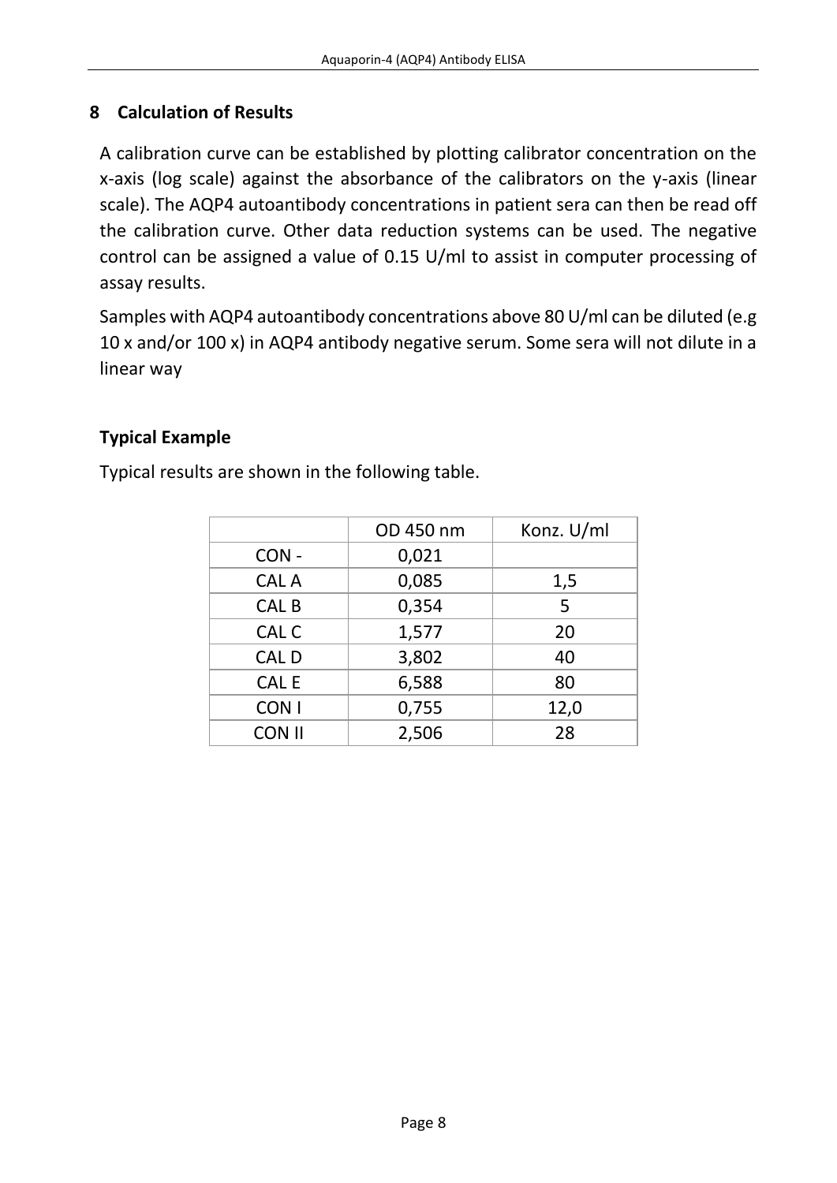## 8 Calculation of Results

A calibration curve can be established by plotting calibrator concentration on the x-axis (log scale) against the absorbance of the calibrators on the y-axis (linear scale). The AQP4 autoantibody concentrations in patient sera can then be read off the calibration curve. Other data reduction systems can be used. The negative control can be assigned a value of 0.15 U/ml to assist in computer processing of assay results.

Samples with AQP4 autoantibody concentrations above 80 U/ml can be diluted (e.g 10 x and/or 100 x) in AQP4 antibody negative serum. Some sera will not dilute in a linear way

**Typical Example**

Typical results are shown in the following table.

| | OD 450 nm | Konz. U/ml |
|---|---|---|
| CON - | 0,021 | |
| CAL A | 0,085 | 1,5 |
| CAL B | 0,354 | 5 |
| CAL C | 1,577 | 20 |
| CAL D | 3,802 | 40 |
| CAL E | 6,588 | 80 |
| CON I | 0,755 | 12,0 |
| CON II | 2,506 | 28 |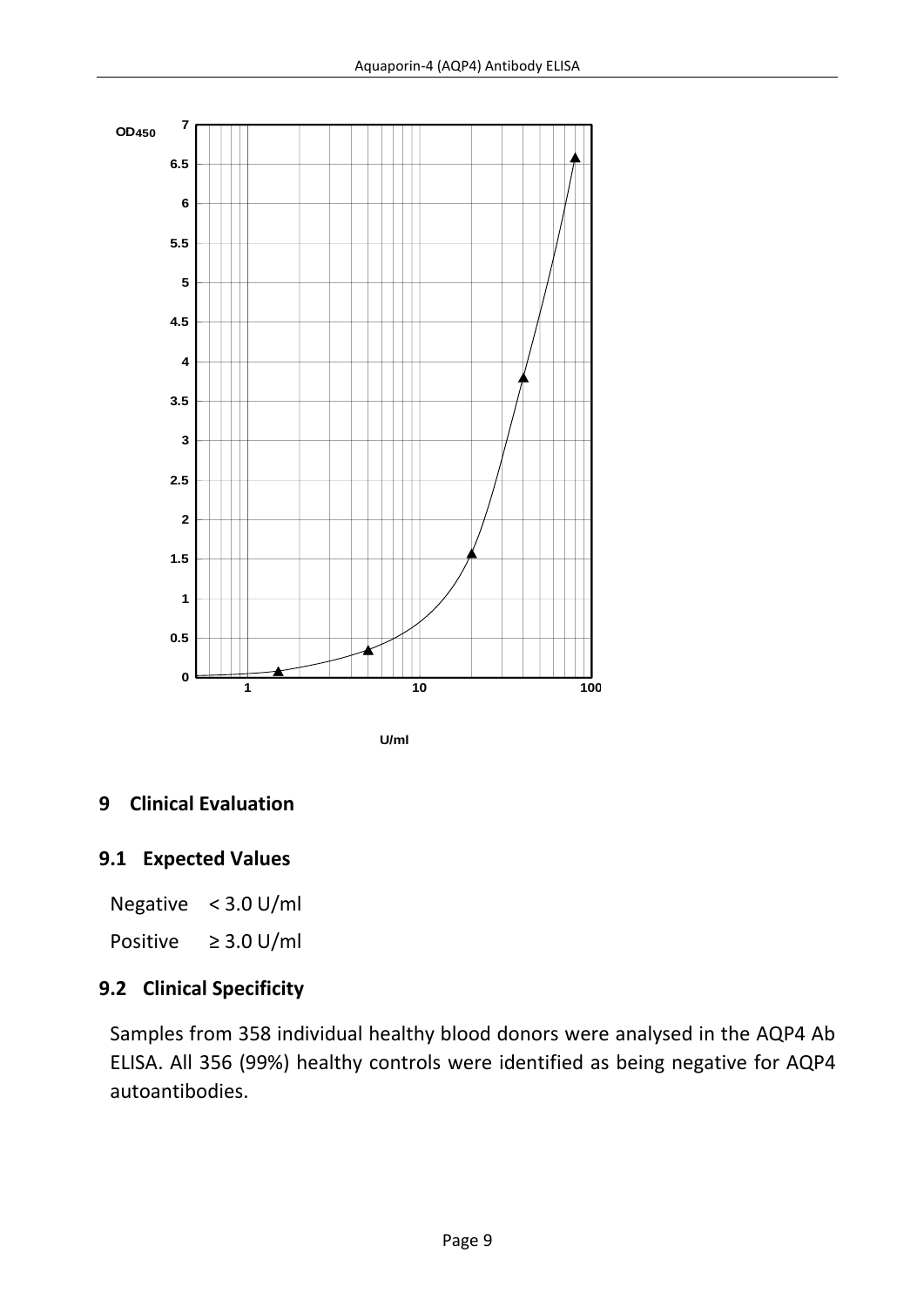## 9 Clinical Evaluation

### 9.1 Expected Values

Negative < 3.0 U/ml

Positive ≥ 3.0 U/ml

### 9.2 Clinical Specificity

Samples from 358 individual healthy blood donors were analysed in the AQP4 Ab ELISA. All 356 (99%) healthy controls were identified as being negative for AQP4 autoantibodies.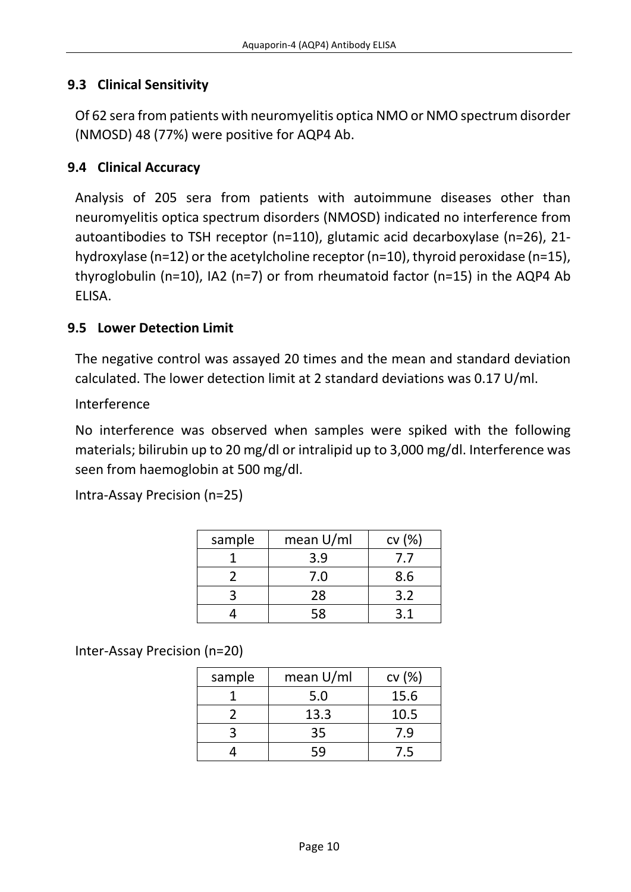## 9.3 Clinical Sensitivity

Of 62 sera from patients with neuromyelitis optica NMO or NMO spectrum disorder (NMOSD) 48 (77%) were positive for AQP4 Ab.

## 9.4 Clinical Accuracy

Analysis of 205 sera from patients with autoimmune diseases other than neuromyelitis optica spectrum disorders (NMOSD) indicated no interference from autoantibodies to TSH receptor (n=110), glutamic acid decarboxylase (n=26), 21-hydroxylase (n=12) or the acetylcholine receptor (n=10), thyroid peroxidase (n=15), thyroglobulin (n=10), IA2 (n=7) or from rheumatoid factor (n=15) in the AQP4 Ab ELISA.

## 9.5 Lower Detection Limit

The negative control was assayed 20 times and the mean and standard deviation calculated. The lower detection limit at 2 standard deviations was 0.17 U/ml.

Interference

No interference was observed when samples were spiked with the following materials; bilirubin up to 20 mg/dl or intralipid up to 3,000 mg/dl. Interference was seen from haemoglobin at 500 mg/dl.

Intra-Assay Precision (n=25)

| sample | mean U/ml | cv (%) |
|---|---|---|
| 1 | 3.9 | 7.7 |
| 2 | 7.0 | 8.6 |
| 3 | 28 | 3.2 |
| 4 | 58 | 3.1 |

Inter-Assay Precision (n=20)

| sample | mean U/ml | cv (%) |
|---|---|---|
| 1 | 5.0 | 15.6 |
| 2 | 13.3 | 10.5 |
| 3 | 35 | 7.9 |
| 4 | 59 | 7.5 |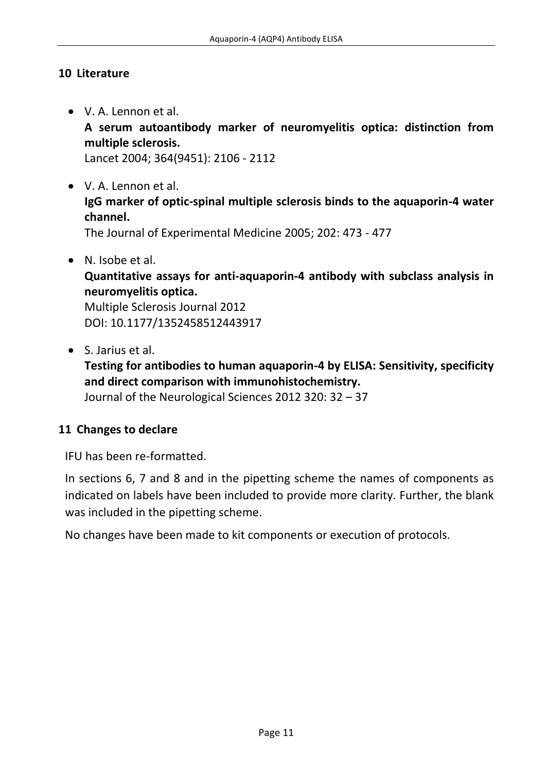## 10 Literature

- V. A. Lennon et al.
  **A serum autoantibody marker of neuromyelitis optica: distinction from multiple sclerosis.**
  Lancet 2004; 364(9451): 2106 - 2112

- V. A. Lennon et al.
  **IgG marker of optic-spinal multiple sclerosis binds to the aquaporin-4 water channel.**
  The Journal of Experimental Medicine 2005; 202: 473 - 477

- N. Isobe et al.
  **Quantitative assays for anti-aquaporin-4 antibody with subclass analysis in neuromyelitis optica.**
  Multiple Sclerosis Journal 2012
  DOI: 10.1177/1352458512443917

- S. Jarius et al.
  **Testing for antibodies to human aquaporin-4 by ELISA: Sensitivity, specificity and direct comparison with immunohistochemistry.**
  Journal of the Neurological Sciences 2012 320: 32 – 37

## 11 Changes to declare

IFU has been re-formatted.

In sections 6, 7 and 8 and in the pipetting scheme the names of components as indicated on labels have been included to provide more clarity. Further, the blank was included in the pipetting scheme.

No changes have been made to kit components or execution of protocols.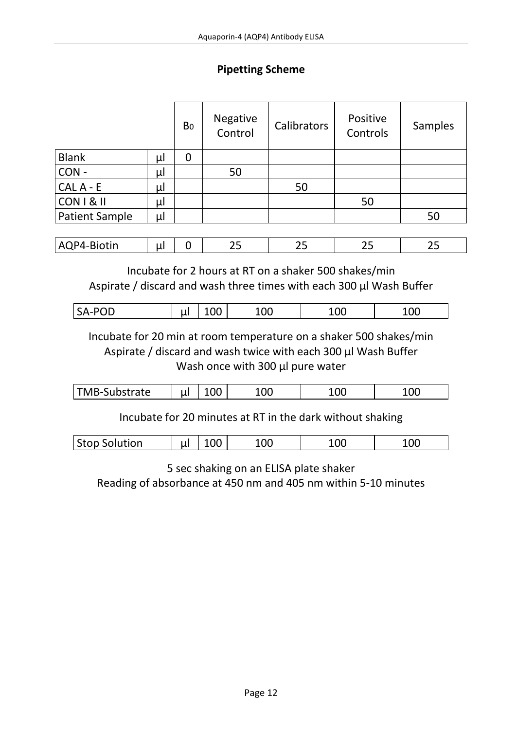## Pipetting Scheme

| | | B0 | Negative Control | Calibrators | Positive Controls | Samples |
|---|---|---|---|---|---|---|
| Blank | µl | 0 | | | | |
| CON - | µl | | 50 | | | |
| CAL A - E | µl | | | 50 | | |
| CON I & II | µl | | | | 50 | |
| Patient Sample | µl | | | | | 50 |
| AQP4-Biotin | µl | 0 | 25 | 25 | 25 | 25 |

Incubate for 2 hours at RT on a shaker 500 shakes/min
Aspirate / discard and wash three times with each 300 µl Wash Buffer

| | | | | | |
|---|---|---|---|---|---|
| SA-POD | µl | 100 | 100 | 100 | 100 |

Incubate for 20 min at room temperature on a shaker 500 shakes/min
Aspirate / discard and wash twice with each 300 µl Wash Buffer
Wash once with 300 µl pure water

| | | | | | |
|---|---|---|---|---|---|
| TMB-Substrate | µl | 100 | 100 | 100 | 100 |

Incubate for 20 minutes at RT in the dark without shaking

| | | | | | |
|---|---|---|---|---|---|
| Stop Solution | µl | 100 | 100 | 100 | 100 |

5 sec shaking on an ELISA plate shaker
Reading of absorbance at 450 nm and 405 nm within 5-10 minutes